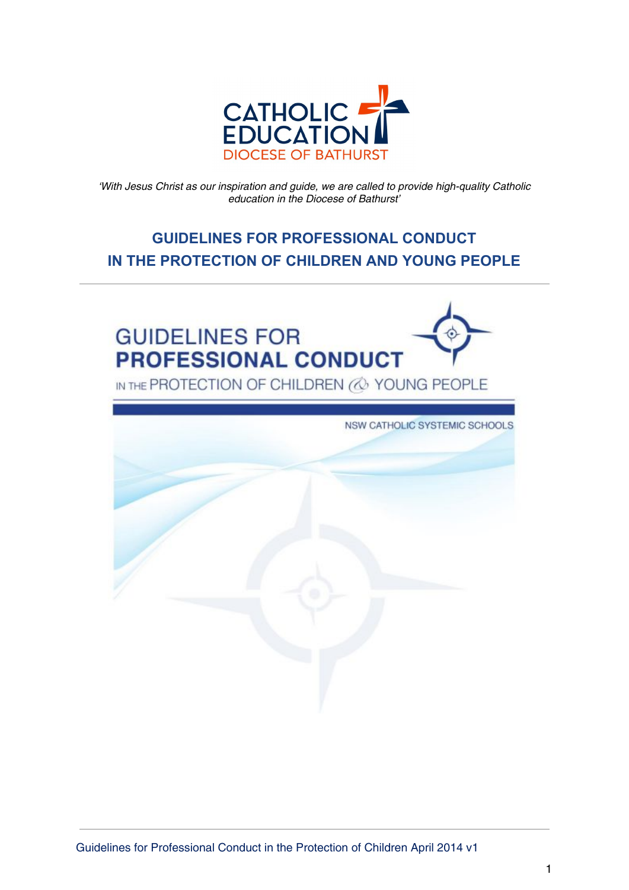CATHOLIC EDUCATION
DIOCESE OF BATHURST

*'With Jesus Christ as our inspiration and guide, we are called to provide high-quality Catholic education in the Diocese of Bathurst'*

# GUIDELINES FOR PROFESSIONAL CONDUCT IN THE PROTECTION OF CHILDREN AND YOUNG PEOPLE

GUIDELINES FOR
**PROFESSIONAL CONDUCT**
IN THE PROTECTION OF CHILDREN & YOUNG PEOPLE

NSW CATHOLIC SYSTEMIC SCHOOLS

Guidelines for Professional Conduct in the Protection of Children April 2014 v1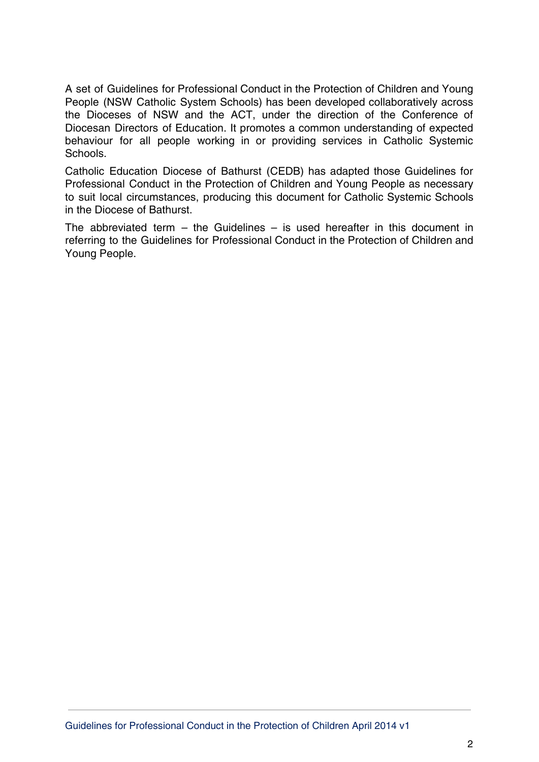A set of Guidelines for Professional Conduct in the Protection of Children and Young People (NSW Catholic System Schools) has been developed collaboratively across the Dioceses of NSW and the ACT, under the direction of the Conference of Diocesan Directors of Education. It promotes a common understanding of expected behaviour for all people working in or providing services in Catholic Systemic Schools.

Catholic Education Diocese of Bathurst (CEDB) has adapted those Guidelines for Professional Conduct in the Protection of Children and Young People as necessary to suit local circumstances, producing this document for Catholic Systemic Schools in the Diocese of Bathurst.

The abbreviated term – the Guidelines – is used hereafter in this document in referring to the Guidelines for Professional Conduct in the Protection of Children and Young People.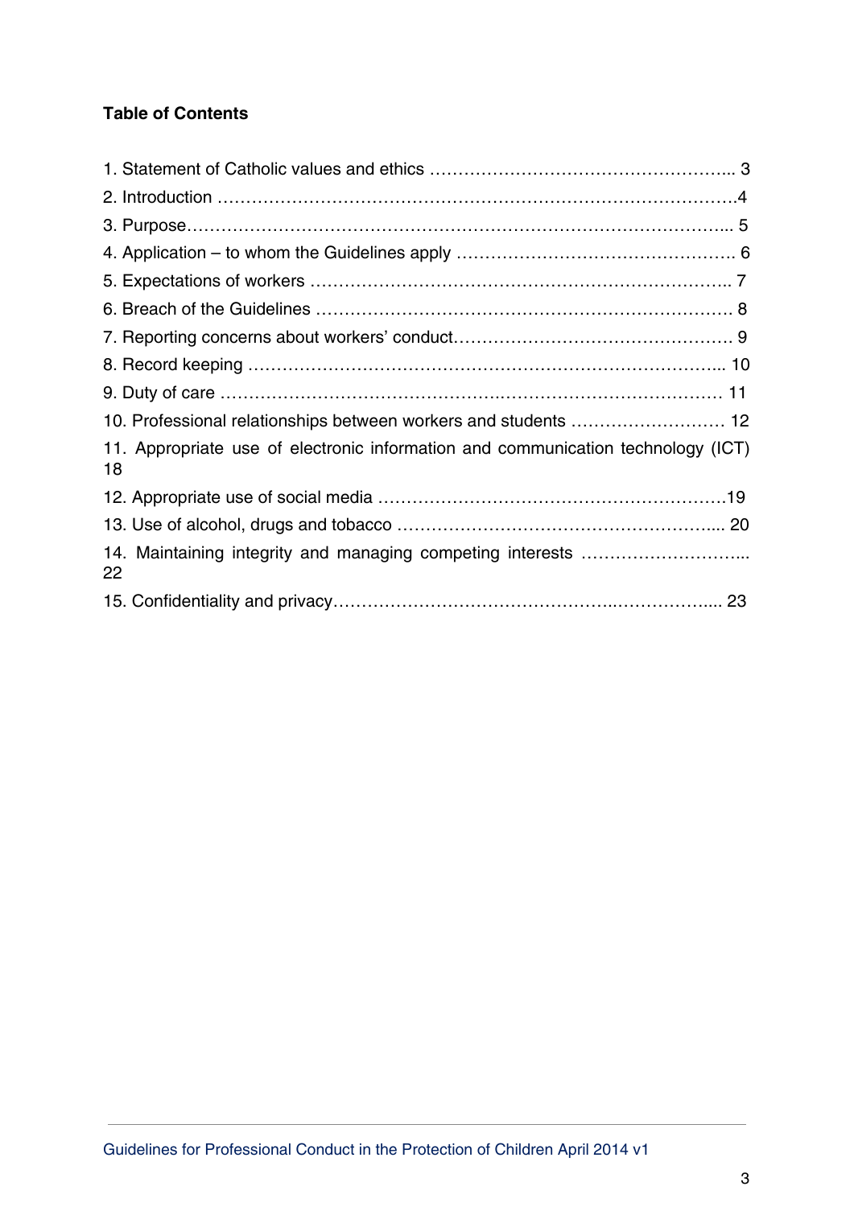**Table of Contents**

1. Statement of Catholic values and ethics ………………………………………………... 3
2. Introduction ……………………………………………………………………………4
3. Purpose………………………………………………………………………………... 5
4. Application – to whom the Guidelines apply ………………………………………… 6
5. Expectations of workers ……………………………………………………………….. 7
6. Breach of the Guidelines ……………………………………………………………… 8
7. Reporting concerns about workers' conduct………………………………………… 9
8. Record keeping ………………………………………………………………………... 10
9. Duty of care …………………………………………………………………………… 11
10. Professional relationships between workers and students ……………………… 12
11. Appropriate use of electronic information and communication technology (ICT) 18
12. Appropriate use of social media ……………………………………………………19
13. Use of alcohol, drugs and tobacco ………………………………………………... 20
14. Maintaining integrity and managing competing interests ……………………….. 22
15. Confidentiality and privacy………………………………………..……………... 23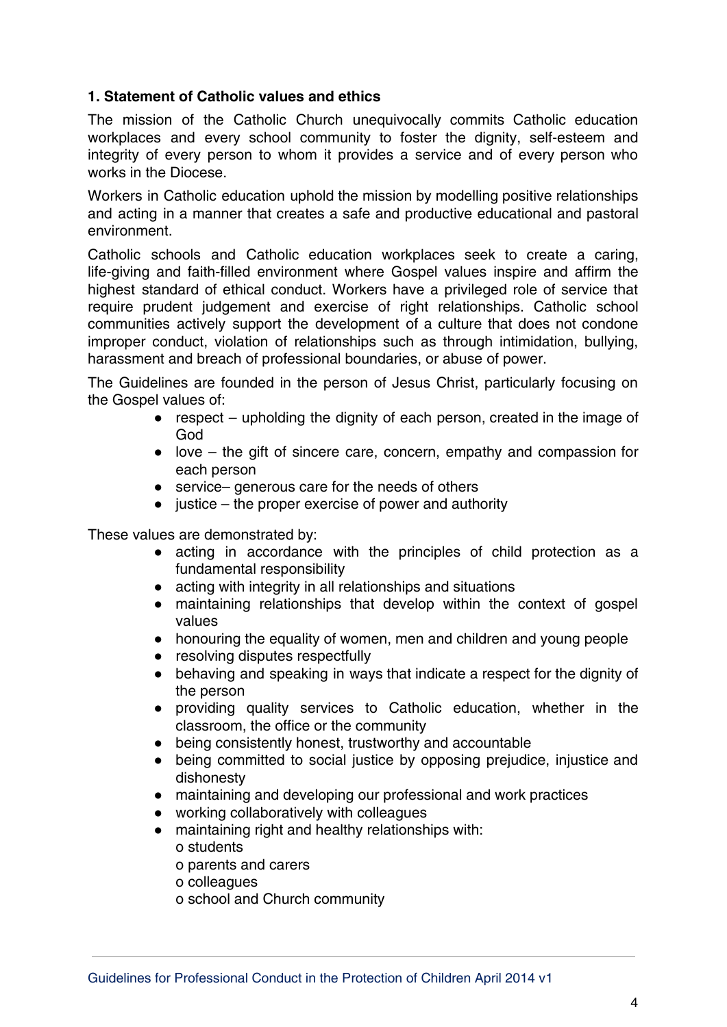### 1. Statement of Catholic values and ethics

The mission of the Catholic Church unequivocally commits Catholic education workplaces and every school community to foster the dignity, self-esteem and integrity of every person to whom it provides a service and of every person who works in the Diocese.

Workers in Catholic education uphold the mission by modelling positive relationships and acting in a manner that creates a safe and productive educational and pastoral environment.

Catholic schools and Catholic education workplaces seek to create a caring, life-giving and faith-filled environment where Gospel values inspire and affirm the highest standard of ethical conduct. Workers have a privileged role of service that require prudent judgement and exercise of right relationships. Catholic school communities actively support the development of a culture that does not condone improper conduct, violation of relationships such as through intimidation, bullying, harassment and breach of professional boundaries, or abuse of power.

The Guidelines are founded in the person of Jesus Christ, particularly focusing on the Gospel values of:

- respect – upholding the dignity of each person, created in the image of God
- love – the gift of sincere care, concern, empathy and compassion for each person
- service– generous care for the needs of others
- justice – the proper exercise of power and authority

These values are demonstrated by:

- acting in accordance with the principles of child protection as a fundamental responsibility
- acting with integrity in all relationships and situations
- maintaining relationships that develop within the context of gospel values
- honouring the equality of women, men and children and young people
- resolving disputes respectfully
- behaving and speaking in ways that indicate a respect for the dignity of the person
- providing quality services to Catholic education, whether in the classroom, the office or the community
- being consistently honest, trustworthy and accountable
- being committed to social justice by opposing prejudice, injustice and dishonesty
- maintaining and developing our professional and work practices
- working collaboratively with colleagues
- maintaining right and healthy relationships with:
  - students
  - parents and carers
  - colleagues
  - school and Church community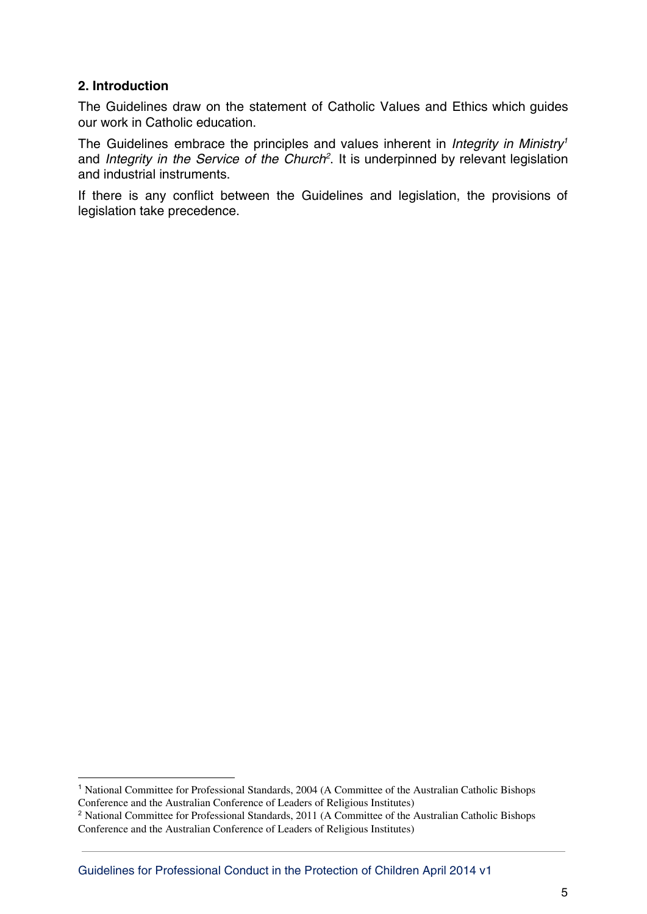## 2. Introduction

The Guidelines draw on the statement of Catholic Values and Ethics which guides our work in Catholic education.

The Guidelines embrace the principles and values inherent in *Integrity in Ministry*[1] and *Integrity in the Service of the Church*[2]. It is underpinned by relevant legislation and industrial instruments.

If there is any conflict between the Guidelines and legislation, the provisions of legislation take precedence.

[1] National Committee for Professional Standards, 2004 (A Committee of the Australian Catholic Bishops Conference and the Australian Conference of Leaders of Religious Institutes)

[2] National Committee for Professional Standards, 2011 (A Committee of the Australian Catholic Bishops Conference and the Australian Conference of Leaders of Religious Institutes)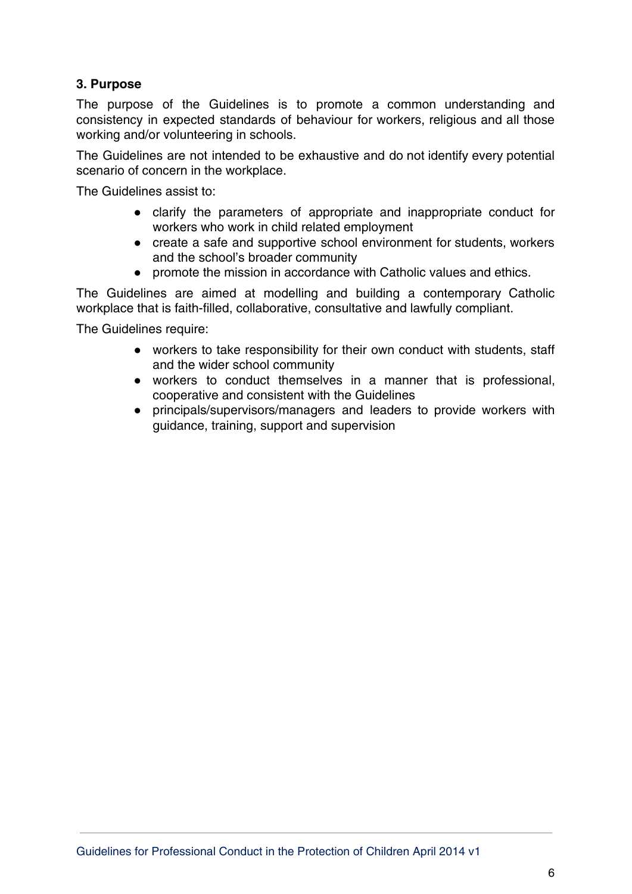### 3. Purpose

The purpose of the Guidelines is to promote a common understanding and consistency in expected standards of behaviour for workers, religious and all those working and/or volunteering in schools.

The Guidelines are not intended to be exhaustive and do not identify every potential scenario of concern in the workplace.

The Guidelines assist to:

- clarify the parameters of appropriate and inappropriate conduct for workers who work in child related employment
- create a safe and supportive school environment for students, workers and the school's broader community
- promote the mission in accordance with Catholic values and ethics.

The Guidelines are aimed at modelling and building a contemporary Catholic workplace that is faith-filled, collaborative, consultative and lawfully compliant.

The Guidelines require:

- workers to take responsibility for their own conduct with students, staff and the wider school community
- workers to conduct themselves in a manner that is professional, cooperative and consistent with the Guidelines
- principals/supervisors/managers and leaders to provide workers with guidance, training, support and supervision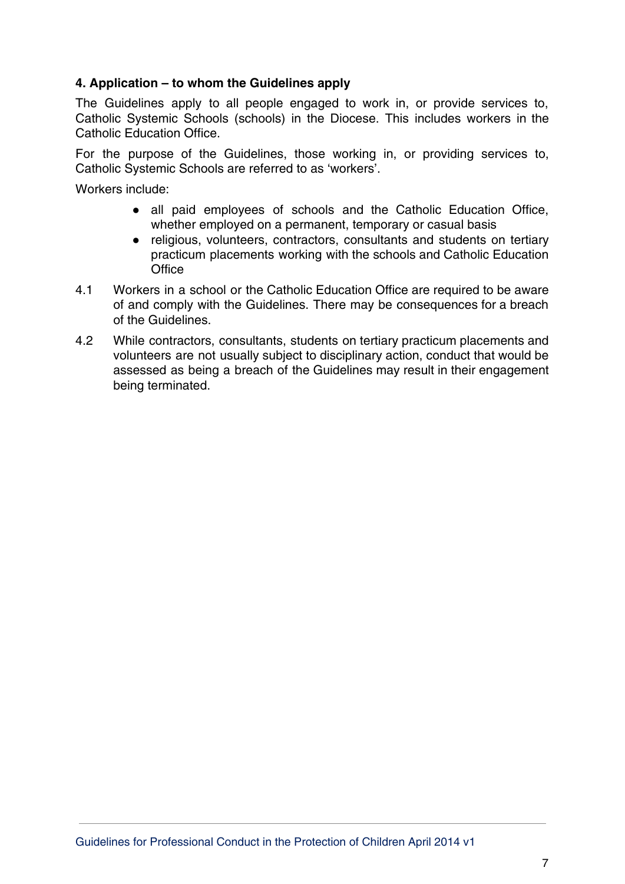## 4. Application – to whom the Guidelines apply

The Guidelines apply to all people engaged to work in, or provide services to, Catholic Systemic Schools (schools) in the Diocese. This includes workers in the Catholic Education Office.

For the purpose of the Guidelines, those working in, or providing services to, Catholic Systemic Schools are referred to as 'workers'.

Workers include:

- all paid employees of schools and the Catholic Education Office, whether employed on a permanent, temporary or casual basis
- religious, volunteers, contractors, consultants and students on tertiary practicum placements working with the schools and Catholic Education Office

4.1 Workers in a school or the Catholic Education Office are required to be aware of and comply with the Guidelines. There may be consequences for a breach of the Guidelines.

4.2 While contractors, consultants, students on tertiary practicum placements and volunteers are not usually subject to disciplinary action, conduct that would be assessed as being a breach of the Guidelines may result in their engagement being terminated.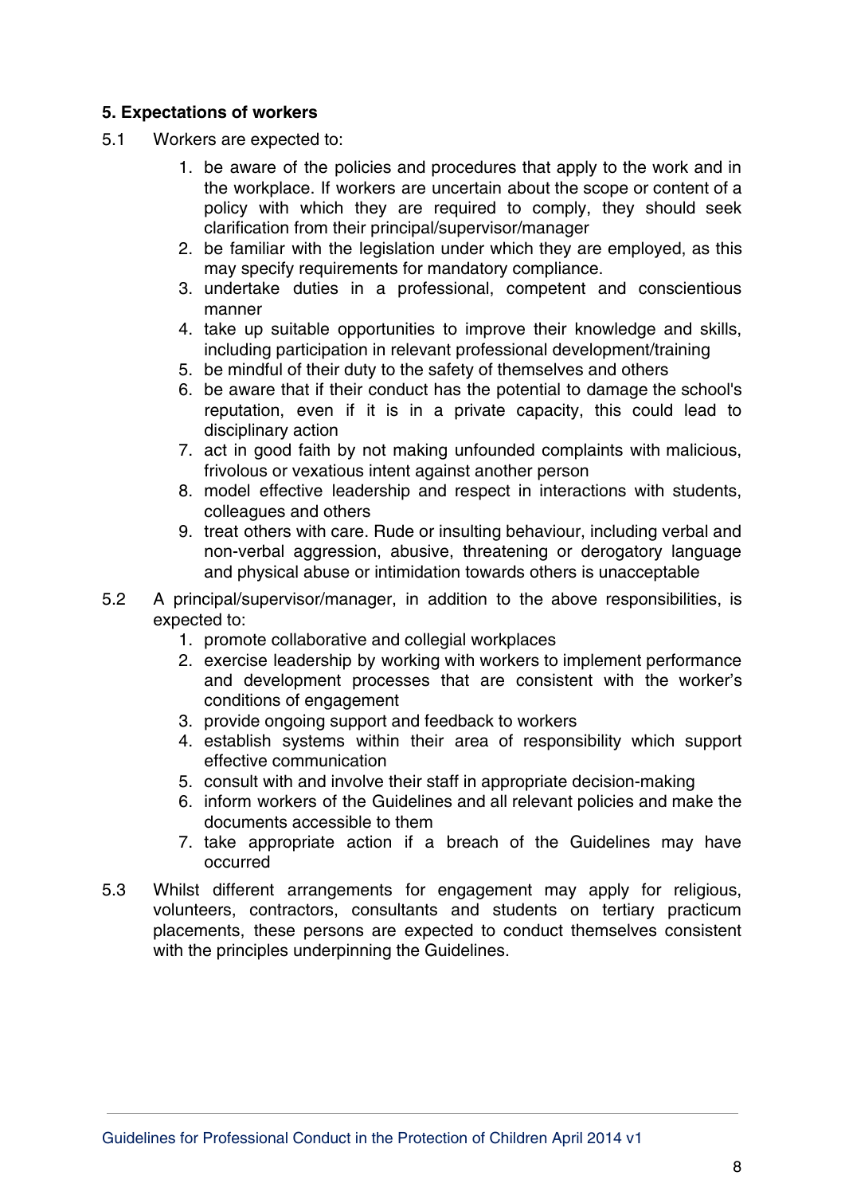## 5. Expectations of workers

5.1 Workers are expected to:

1. be aware of the policies and procedures that apply to the work and in the workplace. If workers are uncertain about the scope or content of a policy with which they are required to comply, they should seek clarification from their principal/supervisor/manager
2. be familiar with the legislation under which they are employed, as this may specify requirements for mandatory compliance.
3. undertake duties in a professional, competent and conscientious manner
4. take up suitable opportunities to improve their knowledge and skills, including participation in relevant professional development/training
5. be mindful of their duty to the safety of themselves and others
6. be aware that if their conduct has the potential to damage the school's reputation, even if it is in a private capacity, this could lead to disciplinary action
7. act in good faith by not making unfounded complaints with malicious, frivolous or vexatious intent against another person
8. model effective leadership and respect in interactions with students, colleagues and others
9. treat others with care. Rude or insulting behaviour, including verbal and non-verbal aggression, abusive, threatening or derogatory language and physical abuse or intimidation towards others is unacceptable

5.2 A principal/supervisor/manager, in addition to the above responsibilities, is expected to:

1. promote collaborative and collegial workplaces
2. exercise leadership by working with workers to implement performance and development processes that are consistent with the worker's conditions of engagement
3. provide ongoing support and feedback to workers
4. establish systems within their area of responsibility which support effective communication
5. consult with and involve their staff in appropriate decision-making
6. inform workers of the Guidelines and all relevant policies and make the documents accessible to them
7. take appropriate action if a breach of the Guidelines may have occurred

5.3 Whilst different arrangements for engagement may apply for religious, volunteers, contractors, consultants and students on tertiary practicum placements, these persons are expected to conduct themselves consistent with the principles underpinning the Guidelines.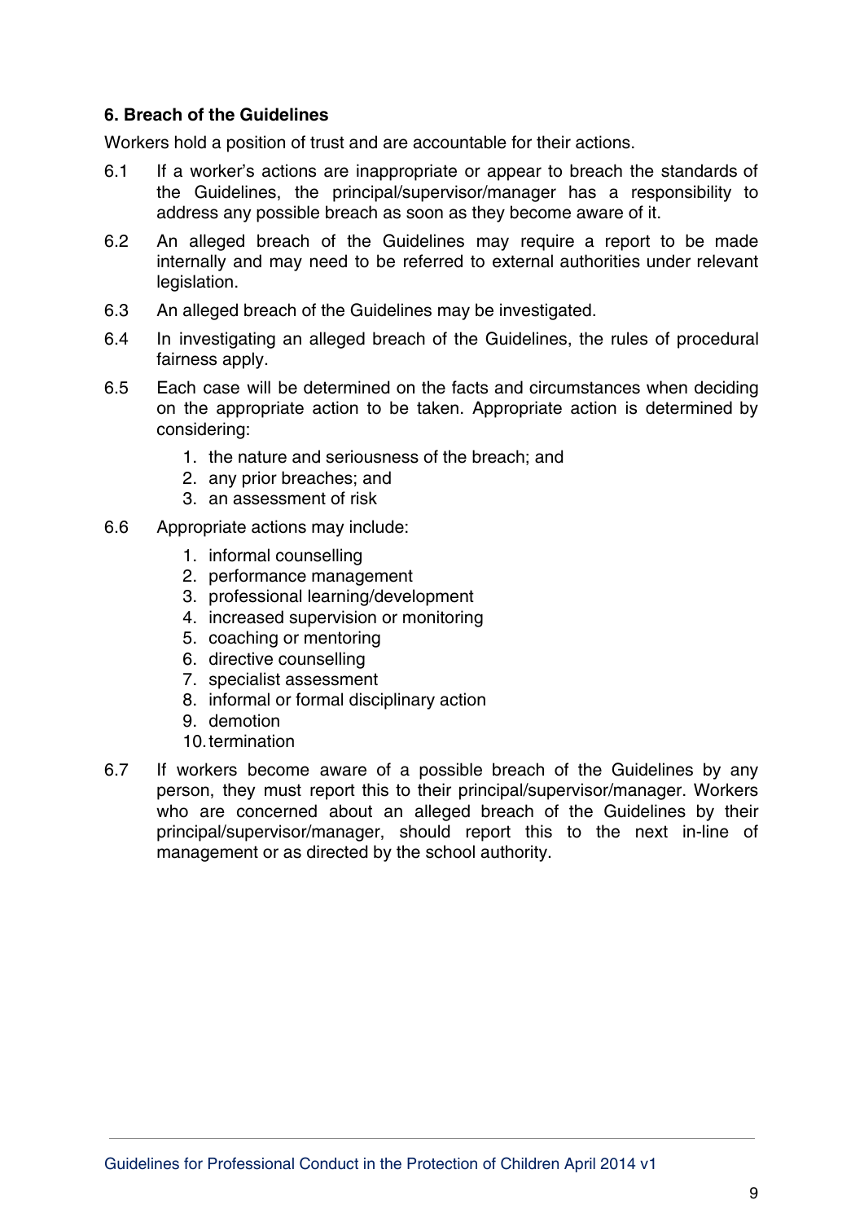## 6. Breach of the Guidelines

Workers hold a position of trust and are accountable for their actions.

6.1 If a worker's actions are inappropriate or appear to breach the standards of the Guidelines, the principal/supervisor/manager has a responsibility to address any possible breach as soon as they become aware of it.

6.2 An alleged breach of the Guidelines may require a report to be made internally and may need to be referred to external authorities under relevant legislation.

6.3 An alleged breach of the Guidelines may be investigated.

6.4 In investigating an alleged breach of the Guidelines, the rules of procedural fairness apply.

6.5 Each case will be determined on the facts and circumstances when deciding on the appropriate action to be taken. Appropriate action is determined by considering:

1. the nature and seriousness of the breach; and
2. any prior breaches; and
3. an assessment of risk

6.6 Appropriate actions may include:

1. informal counselling
2. performance management
3. professional learning/development
4. increased supervision or monitoring
5. coaching or mentoring
6. directive counselling
7. specialist assessment
8. informal or formal disciplinary action
9. demotion
10. termination

6.7 If workers become aware of a possible breach of the Guidelines by any person, they must report this to their principal/supervisor/manager. Workers who are concerned about an alleged breach of the Guidelines by their principal/supervisor/manager, should report this to the next in-line of management or as directed by the school authority.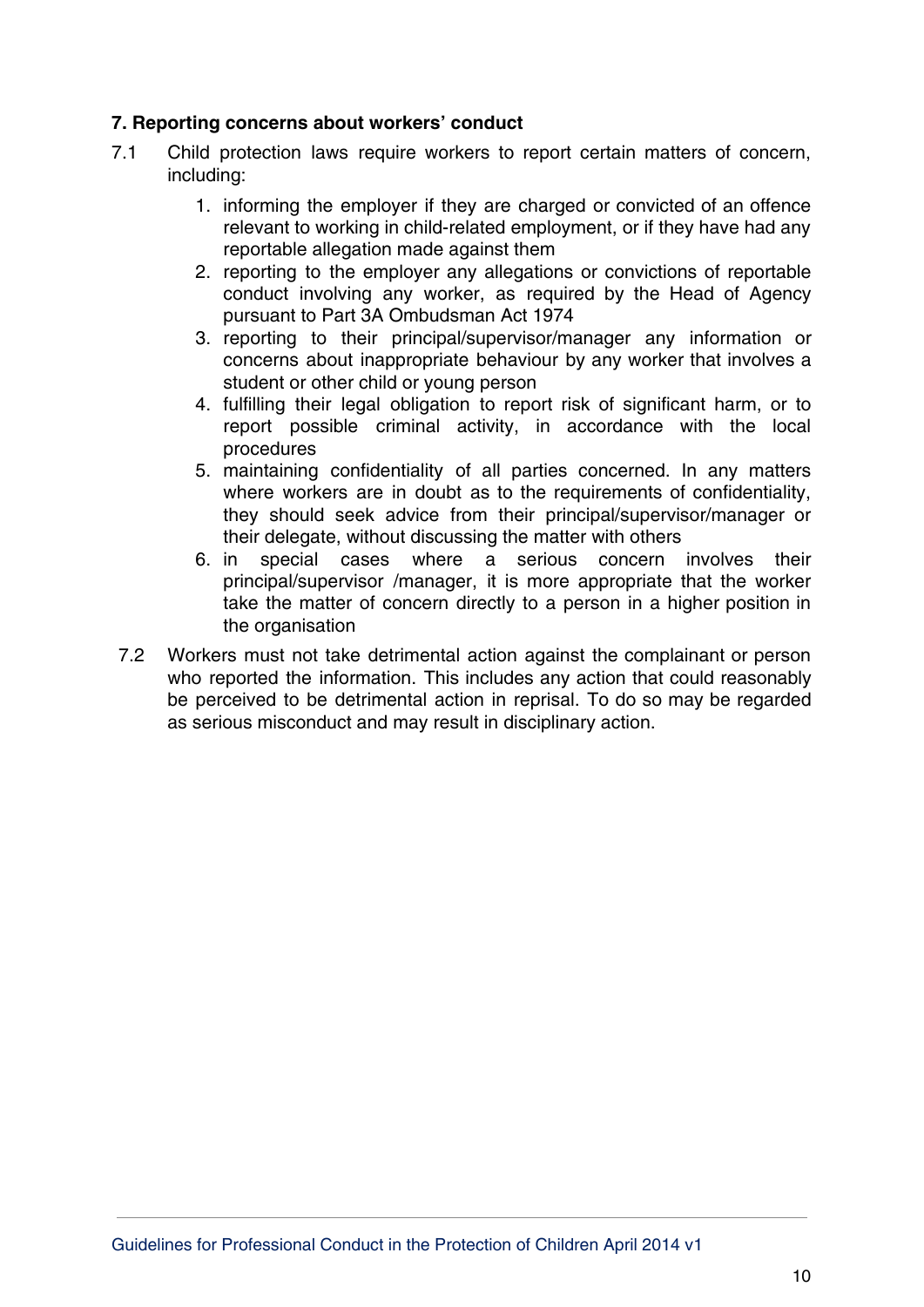## 7. Reporting concerns about workers' conduct

7.1 Child protection laws require workers to report certain matters of concern, including:

1. informing the employer if they are charged or convicted of an offence relevant to working in child-related employment, or if they have had any reportable allegation made against them
2. reporting to the employer any allegations or convictions of reportable conduct involving any worker, as required by the Head of Agency pursuant to Part 3A Ombudsman Act 1974
3. reporting to their principal/supervisor/manager any information or concerns about inappropriate behaviour by any worker that involves a student or other child or young person
4. fulfilling their legal obligation to report risk of significant harm, or to report possible criminal activity, in accordance with the local procedures
5. maintaining confidentiality of all parties concerned. In any matters where workers are in doubt as to the requirements of confidentiality, they should seek advice from their principal/supervisor/manager or their delegate, without discussing the matter with others
6. in special cases where a serious concern involves their principal/supervisor /manager, it is more appropriate that the worker take the matter of concern directly to a person in a higher position in the organisation

7.2 Workers must not take detrimental action against the complainant or person who reported the information. This includes any action that could reasonably be perceived to be detrimental action in reprisal. To do so may be regarded as serious misconduct and may result in disciplinary action.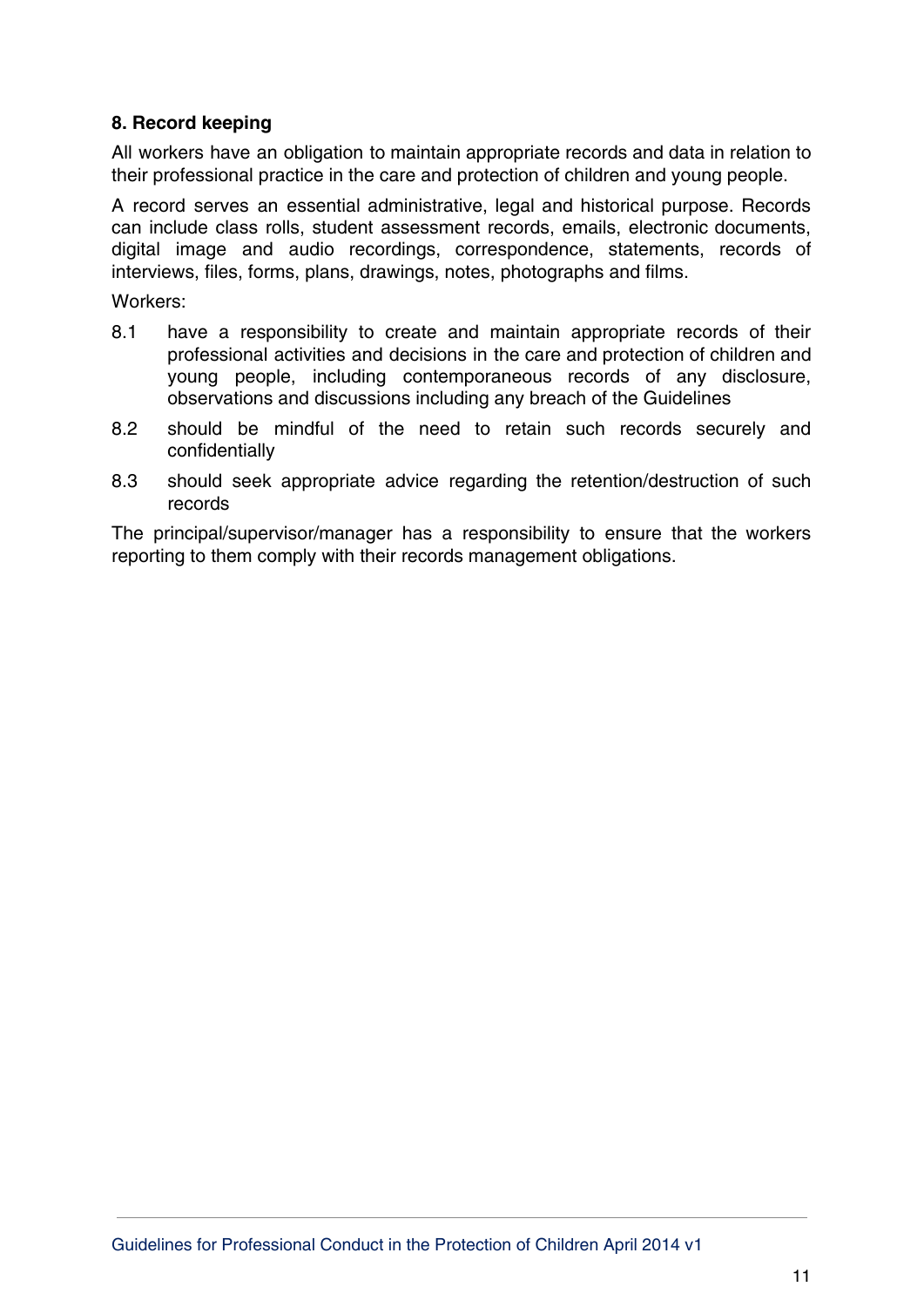## 8. Record keeping

All workers have an obligation to maintain appropriate records and data in relation to their professional practice in the care and protection of children and young people.

A record serves an essential administrative, legal and historical purpose. Records can include class rolls, student assessment records, emails, electronic documents, digital image and audio recordings, correspondence, statements, records of interviews, files, forms, plans, drawings, notes, photographs and films.

Workers:

8.1 have a responsibility to create and maintain appropriate records of their professional activities and decisions in the care and protection of children and young people, including contemporaneous records of any disclosure, observations and discussions including any breach of the Guidelines

8.2 should be mindful of the need to retain such records securely and confidentially

8.3 should seek appropriate advice regarding the retention/destruction of such records

The principal/supervisor/manager has a responsibility to ensure that the workers reporting to them comply with their records management obligations.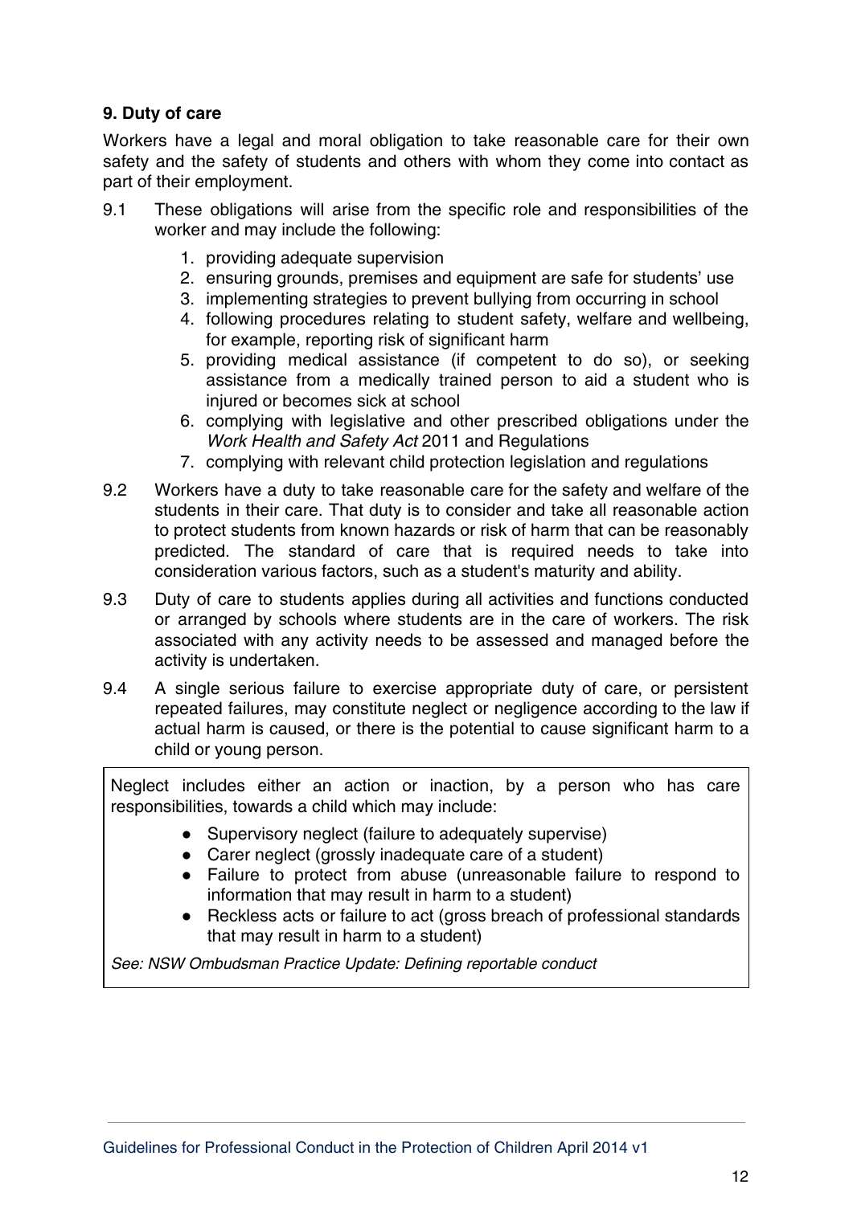### 9. Duty of care

Workers have a legal and moral obligation to take reasonable care for their own safety and the safety of students and others with whom they come into contact as part of their employment.

9.1 These obligations will arise from the specific role and responsibilities of the worker and may include the following:

1. providing adequate supervision
2. ensuring grounds, premises and equipment are safe for students' use
3. implementing strategies to prevent bullying from occurring in school
4. following procedures relating to student safety, welfare and wellbeing, for example, reporting risk of significant harm
5. providing medical assistance (if competent to do so), or seeking assistance from a medically trained person to aid a student who is injured or becomes sick at school
6. complying with legislative and other prescribed obligations under the *Work Health and Safety Act* 2011 and Regulations
7. complying with relevant child protection legislation and regulations

9.2 Workers have a duty to take reasonable care for the safety and welfare of the students in their care. That duty is to consider and take all reasonable action to protect students from known hazards or risk of harm that can be reasonably predicted. The standard of care that is required needs to take into consideration various factors, such as a student's maturity and ability.

9.3 Duty of care to students applies during all activities and functions conducted or arranged by schools where students are in the care of workers. The risk associated with any activity needs to be assessed and managed before the activity is undertaken.

9.4 A single serious failure to exercise appropriate duty of care, or persistent repeated failures, may constitute neglect or negligence according to the law if actual harm is caused, or there is the potential to cause significant harm to a child or young person.

> Neglect includes either an action or inaction, by a person who has care responsibilities, towards a child which may include:
>
> - Supervisory neglect (failure to adequately supervise)
> - Carer neglect (grossly inadequate care of a student)
> - Failure to protect from abuse (unreasonable failure to respond to information that may result in harm to a student)
> - Reckless acts or failure to act (gross breach of professional standards that may result in harm to a student)
>
> *See: NSW Ombudsman Practice Update: Defining reportable conduct*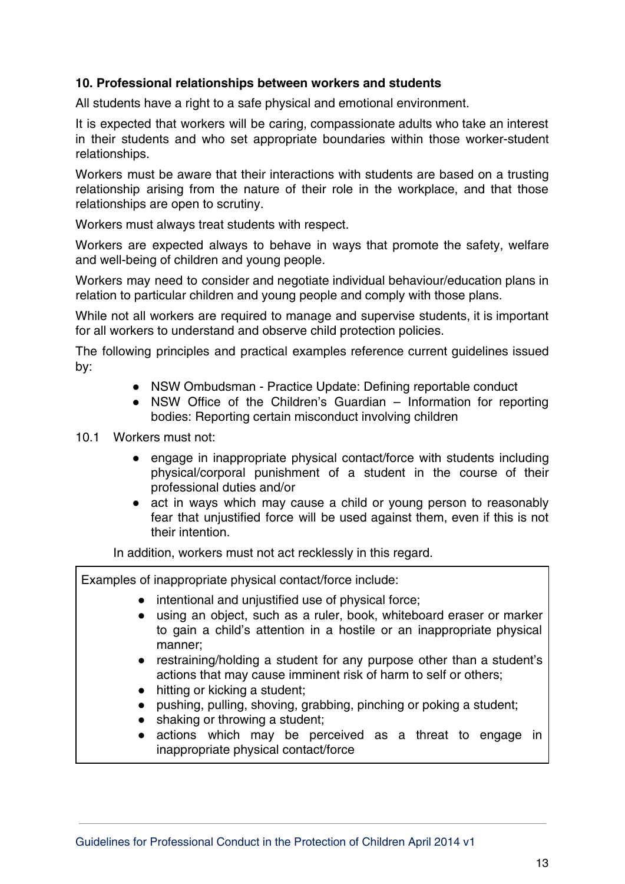### 10. Professional relationships between workers and students

All students have a right to a safe physical and emotional environment.

It is expected that workers will be caring, compassionate adults who take an interest in their students and who set appropriate boundaries within those worker-student relationships.

Workers must be aware that their interactions with students are based on a trusting relationship arising from the nature of their role in the workplace, and that those relationships are open to scrutiny.

Workers must always treat students with respect.

Workers are expected always to behave in ways that promote the safety, welfare and well-being of children and young people.

Workers may need to consider and negotiate individual behaviour/education plans in relation to particular children and young people and comply with those plans.

While not all workers are required to manage and supervise students, it is important for all workers to understand and observe child protection policies.

The following principles and practical examples reference current guidelines issued by:

- NSW Ombudsman - Practice Update: Defining reportable conduct
- NSW Office of the Children's Guardian – Information for reporting bodies: Reporting certain misconduct involving children

10.1 Workers must not:

- engage in inappropriate physical contact/force with students including physical/corporal punishment of a student in the course of their professional duties and/or
- act in ways which may cause a child or young person to reasonably fear that unjustified force will be used against them, even if this is not their intention.

In addition, workers must not act recklessly in this regard.

> Examples of inappropriate physical contact/force include:
>
> - intentional and unjustified use of physical force;
> - using an object, such as a ruler, book, whiteboard eraser or marker to gain a child's attention in a hostile or an inappropriate physical manner;
> - restraining/holding a student for any purpose other than a student's actions that may cause imminent risk of harm to self or others;
> - hitting or kicking a student;
> - pushing, pulling, shoving, grabbing, pinching or poking a student;
> - shaking or throwing a student;
> - actions which may be perceived as a threat to engage in inappropriate physical contact/force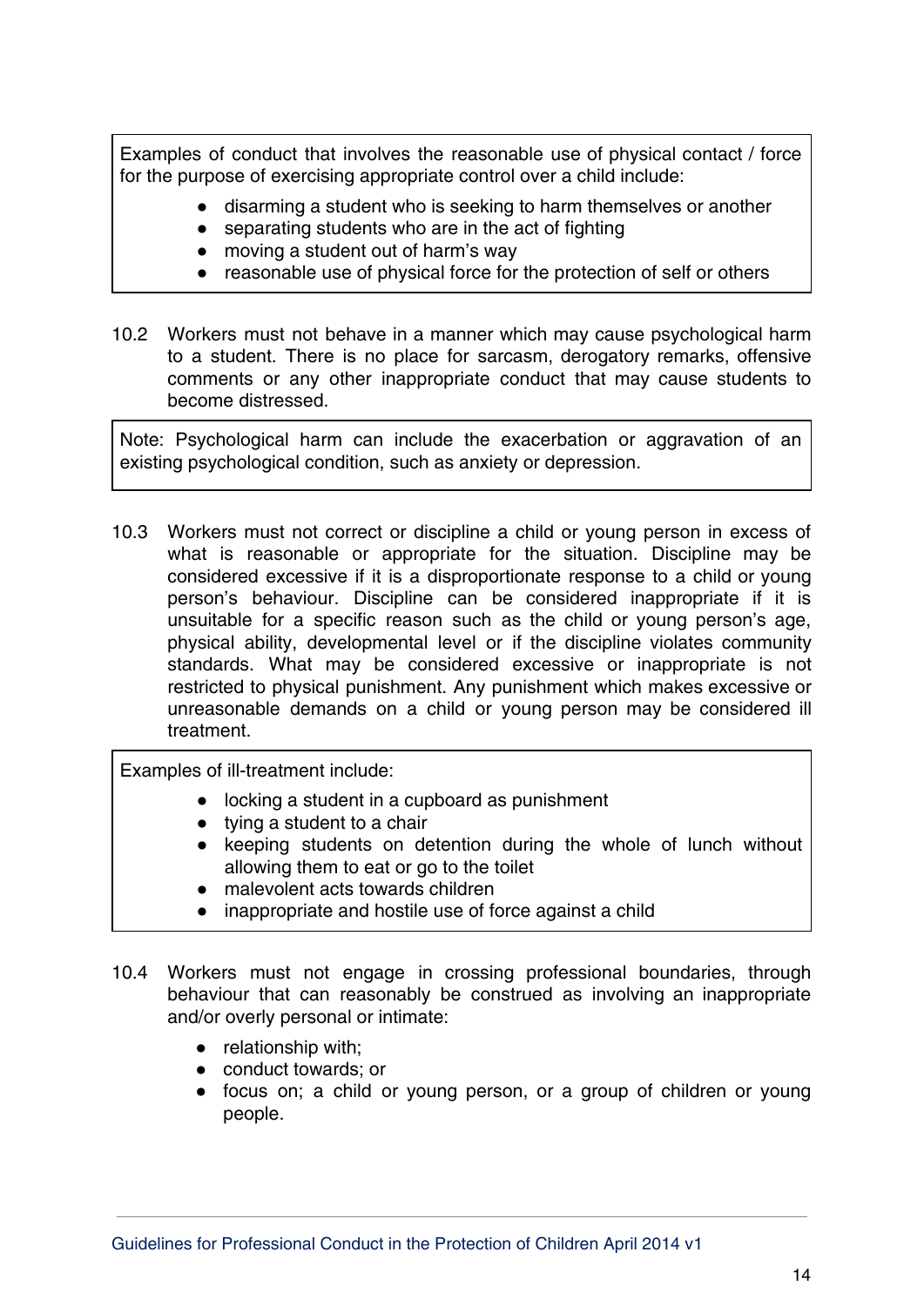Examples of conduct that involves the reasonable use of physical contact / force for the purpose of exercising appropriate control over a child include:

- disarming a student who is seeking to harm themselves or another
- separating students who are in the act of fighting
- moving a student out of harm's way
- reasonable use of physical force for the protection of self or others

10.2 Workers must not behave in a manner which may cause psychological harm to a student. There is no place for sarcasm, derogatory remarks, offensive comments or any other inappropriate conduct that may cause students to become distressed.

Note: Psychological harm can include the exacerbation or aggravation of an existing psychological condition, such as anxiety or depression.

10.3 Workers must not correct or discipline a child or young person in excess of what is reasonable or appropriate for the situation. Discipline may be considered excessive if it is a disproportionate response to a child or young person's behaviour. Discipline can be considered inappropriate if it is unsuitable for a specific reason such as the child or young person's age, physical ability, developmental level or if the discipline violates community standards. What may be considered excessive or inappropriate is not restricted to physical punishment. Any punishment which makes excessive or unreasonable demands on a child or young person may be considered ill treatment.

Examples of ill-treatment include:

- locking a student in a cupboard as punishment
- tying a student to a chair
- keeping students on detention during the whole of lunch without allowing them to eat or go to the toilet
- malevolent acts towards children
- inappropriate and hostile use of force against a child

10.4 Workers must not engage in crossing professional boundaries, through behaviour that can reasonably be construed as involving an inappropriate and/or overly personal or intimate:

- relationship with;
- conduct towards; or
- focus on; a child or young person, or a group of children or young people.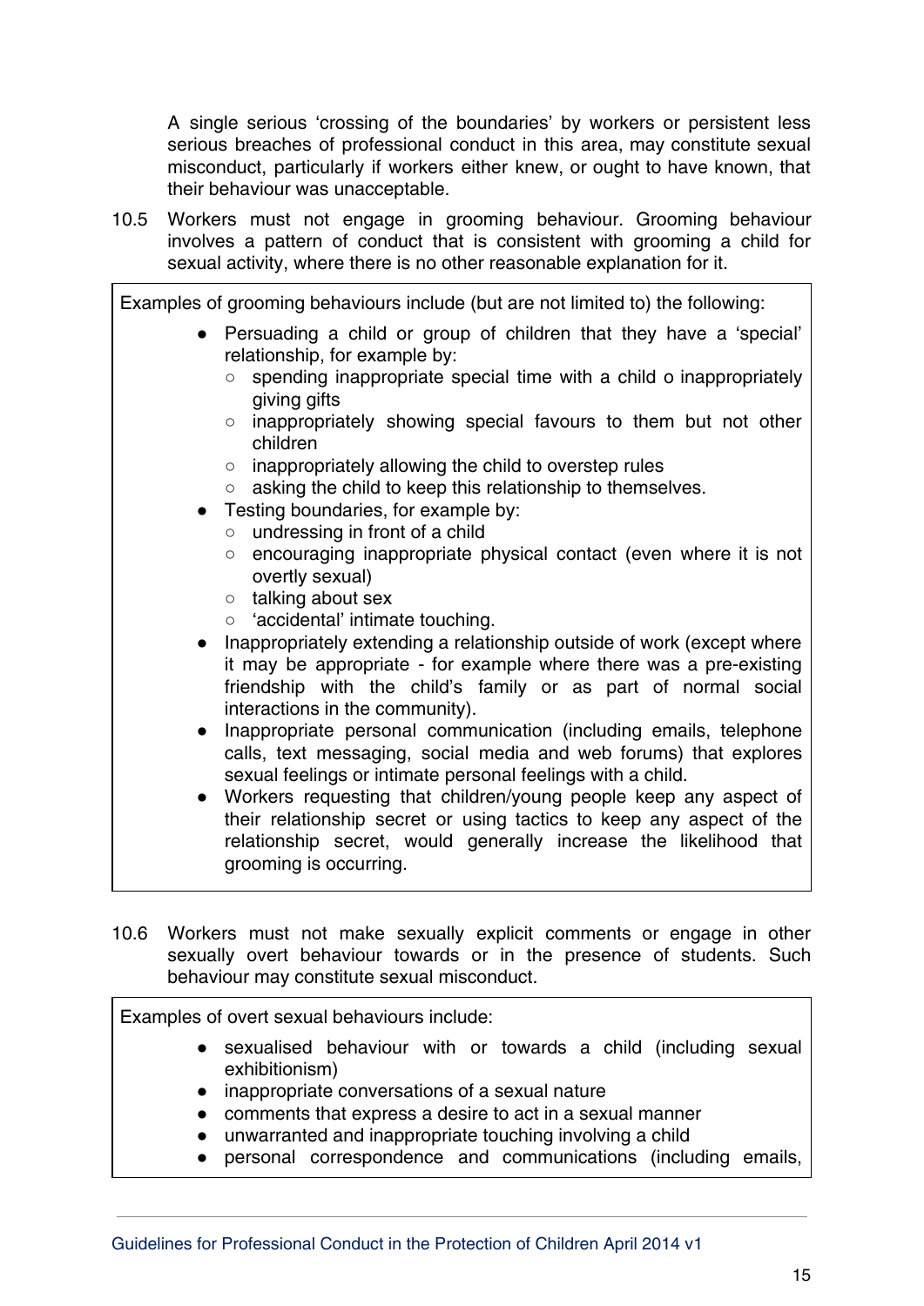A single serious 'crossing of the boundaries' by workers or persistent less serious breaches of professional conduct in this area, may constitute sexual misconduct, particularly if workers either knew, or ought to have known, that their behaviour was unacceptable.

10.5 Workers must not engage in grooming behaviour. Grooming behaviour involves a pattern of conduct that is consistent with grooming a child for sexual activity, where there is no other reasonable explanation for it.

> Examples of grooming behaviours include (but are not limited to) the following:
>
> - Persuading a child or group of children that they have a 'special' relationship, for example by:
>   - spending inappropriate special time with a child o inappropriately giving gifts
>   - inappropriately showing special favours to them but not other children
>   - inappropriately allowing the child to overstep rules
>   - asking the child to keep this relationship to themselves.
> - Testing boundaries, for example by:
>   - undressing in front of a child
>   - encouraging inappropriate physical contact (even where it is not overtly sexual)
>   - talking about sex
>   - 'accidental' intimate touching.
> - Inappropriately extending a relationship outside of work (except where it may be appropriate - for example where there was a pre-existing friendship with the child's family or as part of normal social interactions in the community).
> - Inappropriate personal communication (including emails, telephone calls, text messaging, social media and web forums) that explores sexual feelings or intimate personal feelings with a child.
> - Workers requesting that children/young people keep any aspect of their relationship secret or using tactics to keep any aspect of the relationship secret, would generally increase the likelihood that grooming is occurring.

10.6 Workers must not make sexually explicit comments or engage in other sexually overt behaviour towards or in the presence of students. Such behaviour may constitute sexual misconduct.

> Examples of overt sexual behaviours include:
>
> - sexualised behaviour with or towards a child (including sexual exhibitionism)
> - inappropriate conversations of a sexual nature
> - comments that express a desire to act in a sexual manner
> - unwarranted and inappropriate touching involving a child
> - personal correspondence and communications (including emails,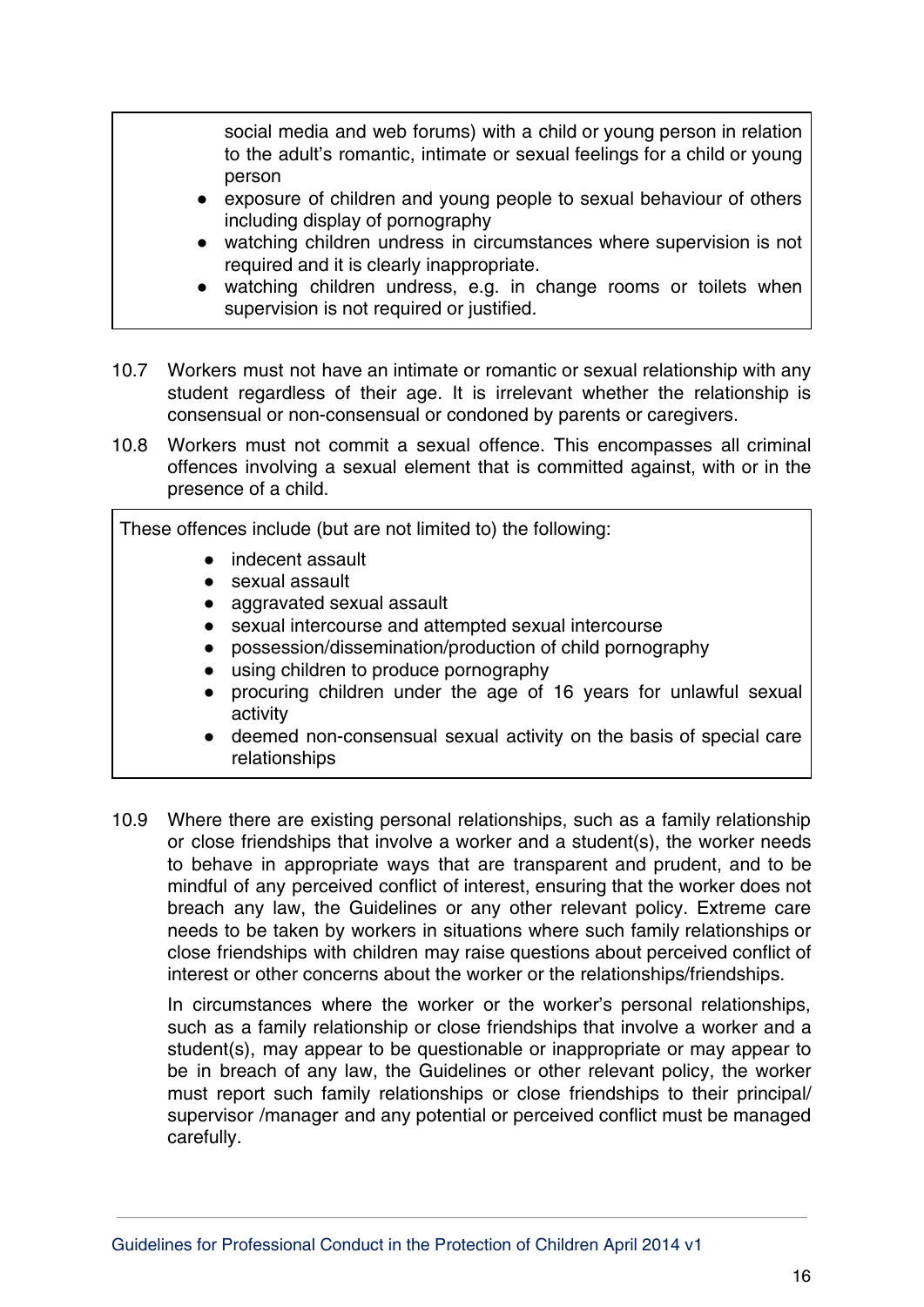social media and web forums) with a child or young person in relation to the adult's romantic, intimate or sexual feelings for a child or young person

- exposure of children and young people to sexual behaviour of others including display of pornography
- watching children undress in circumstances where supervision is not required and it is clearly inappropriate.
- watching children undress, e.g. in change rooms or toilets when supervision is not required or justified.

10.7 Workers must not have an intimate or romantic or sexual relationship with any student regardless of their age. It is irrelevant whether the relationship is consensual or non-consensual or condoned by parents or caregivers.

10.8 Workers must not commit a sexual offence. This encompasses all criminal offences involving a sexual element that is committed against, with or in the presence of a child.

These offences include (but are not limited to) the following:

- indecent assault
- sexual assault
- aggravated sexual assault
- sexual intercourse and attempted sexual intercourse
- possession/dissemination/production of child pornography
- using children to produce pornography
- procuring children under the age of 16 years for unlawful sexual activity
- deemed non-consensual sexual activity on the basis of special care relationships

10.9 Where there are existing personal relationships, such as a family relationship or close friendships that involve a worker and a student(s), the worker needs to behave in appropriate ways that are transparent and prudent, and to be mindful of any perceived conflict of interest, ensuring that the worker does not breach any law, the Guidelines or any other relevant policy. Extreme care needs to be taken by workers in situations where such family relationships or close friendships with children may raise questions about perceived conflict of interest or other concerns about the worker or the relationships/friendships.

In circumstances where the worker or the worker's personal relationships, such as a family relationship or close friendships that involve a worker and a student(s), may appear to be questionable or inappropriate or may appear to be in breach of any law, the Guidelines or other relevant policy, the worker must report such family relationships or close friendships to their principal/ supervisor /manager and any potential or perceived conflict must be managed carefully.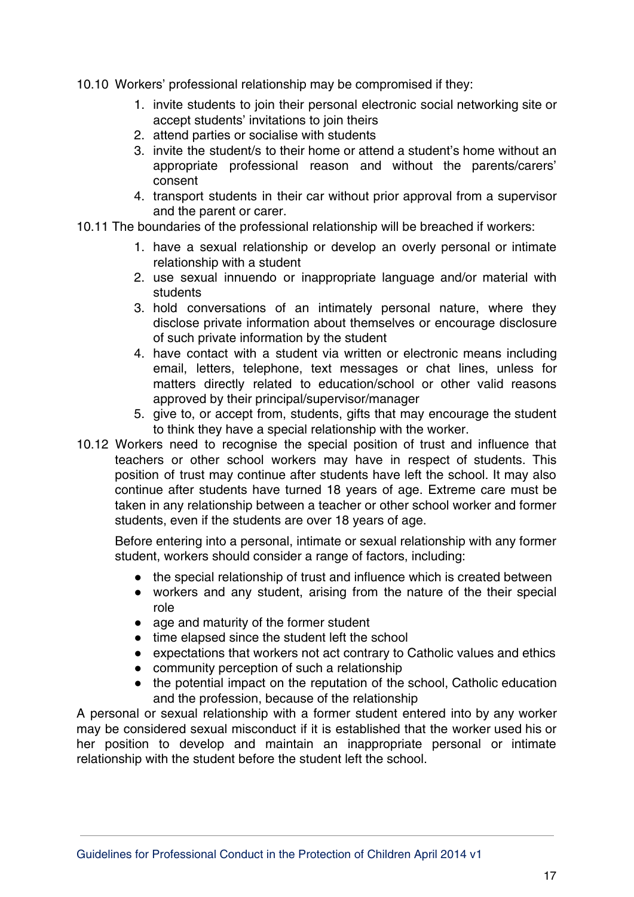10.10 Workers' professional relationship may be compromised if they:

1. invite students to join their personal electronic social networking site or accept students' invitations to join theirs
2. attend parties or socialise with students
3. invite the student/s to their home or attend a student's home without an appropriate professional reason and without the parents/carers' consent
4. transport students in their car without prior approval from a supervisor and the parent or carer.

10.11 The boundaries of the professional relationship will be breached if workers:

1. have a sexual relationship or develop an overly personal or intimate relationship with a student
2. use sexual innuendo or inappropriate language and/or material with students
3. hold conversations of an intimately personal nature, where they disclose private information about themselves or encourage disclosure of such private information by the student
4. have contact with a student via written or electronic means including email, letters, telephone, text messages or chat lines, unless for matters directly related to education/school or other valid reasons approved by their principal/supervisor/manager
5. give to, or accept from, students, gifts that may encourage the student to think they have a special relationship with the worker.

10.12 Workers need to recognise the special position of trust and influence that teachers or other school workers may have in respect of students. This position of trust may continue after students have left the school. It may also continue after students have turned 18 years of age. Extreme care must be taken in any relationship between a teacher or other school worker and former students, even if the students are over 18 years of age.

Before entering into a personal, intimate or sexual relationship with any former student, workers should consider a range of factors, including:

- the special relationship of trust and influence which is created between
- workers and any student, arising from the nature of the their special role
- age and maturity of the former student
- time elapsed since the student left the school
- expectations that workers not act contrary to Catholic values and ethics
- community perception of such a relationship
- the potential impact on the reputation of the school, Catholic education and the profession, because of the relationship

A personal or sexual relationship with a former student entered into by any worker may be considered sexual misconduct if it is established that the worker used his or her position to develop and maintain an inappropriate personal or intimate relationship with the student before the student left the school.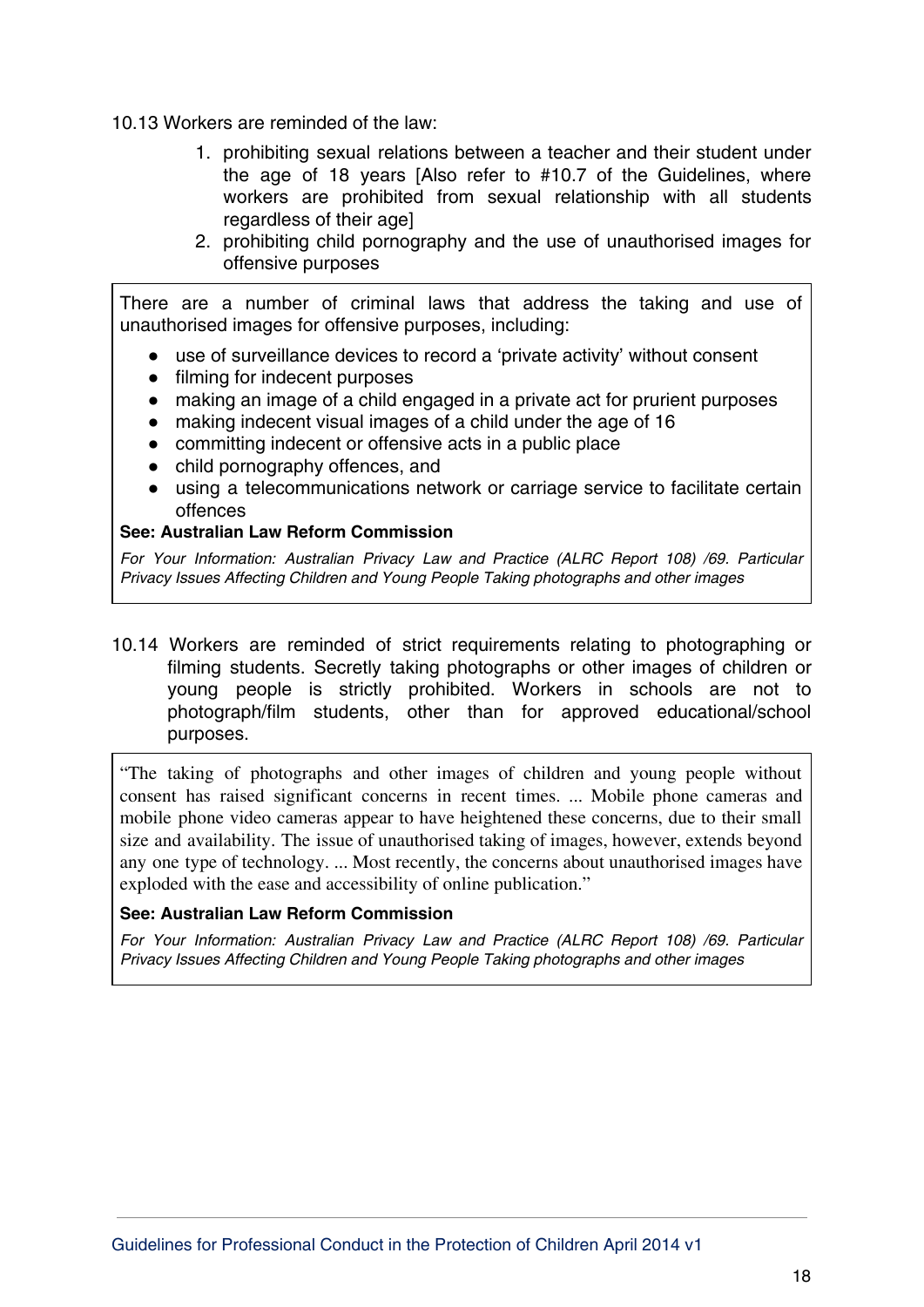10.13 Workers are reminded of the law:

1. prohibiting sexual relations between a teacher and their student under the age of 18 years [Also refer to #10.7 of the Guidelines, where workers are prohibited from sexual relationship with all students regardless of their age]
2. prohibiting child pornography and the use of unauthorised images for offensive purposes

> There are a number of criminal laws that address the taking and use of unauthorised images for offensive purposes, including:
>
> - use of surveillance devices to record a 'private activity' without consent
> - filming for indecent purposes
> - making an image of a child engaged in a private act for prurient purposes
> - making indecent visual images of a child under the age of 16
> - committing indecent or offensive acts in a public place
> - child pornography offences, and
> - using a telecommunications network or carriage service to facilitate certain offences
>
> **See: Australian Law Reform Commission**
>
> *For Your Information: Australian Privacy Law and Practice (ALRC Report 108) /69. Particular Privacy Issues Affecting Children and Young People Taking photographs and other images*

10.14 Workers are reminded of strict requirements relating to photographing or filming students. Secretly taking photographs or other images of children or young people is strictly prohibited. Workers in schools are not to photograph/film students, other than for approved educational/school purposes.

> "The taking of photographs and other images of children and young people without consent has raised significant concerns in recent times. ... Mobile phone cameras and mobile phone video cameras appear to have heightened these concerns, due to their small size and availability. The issue of unauthorised taking of images, however, extends beyond any one type of technology. ... Most recently, the concerns about unauthorised images have exploded with the ease and accessibility of online publication."
>
> **See: Australian Law Reform Commission**
>
> *For Your Information: Australian Privacy Law and Practice (ALRC Report 108) /69. Particular Privacy Issues Affecting Children and Young People Taking photographs and other images*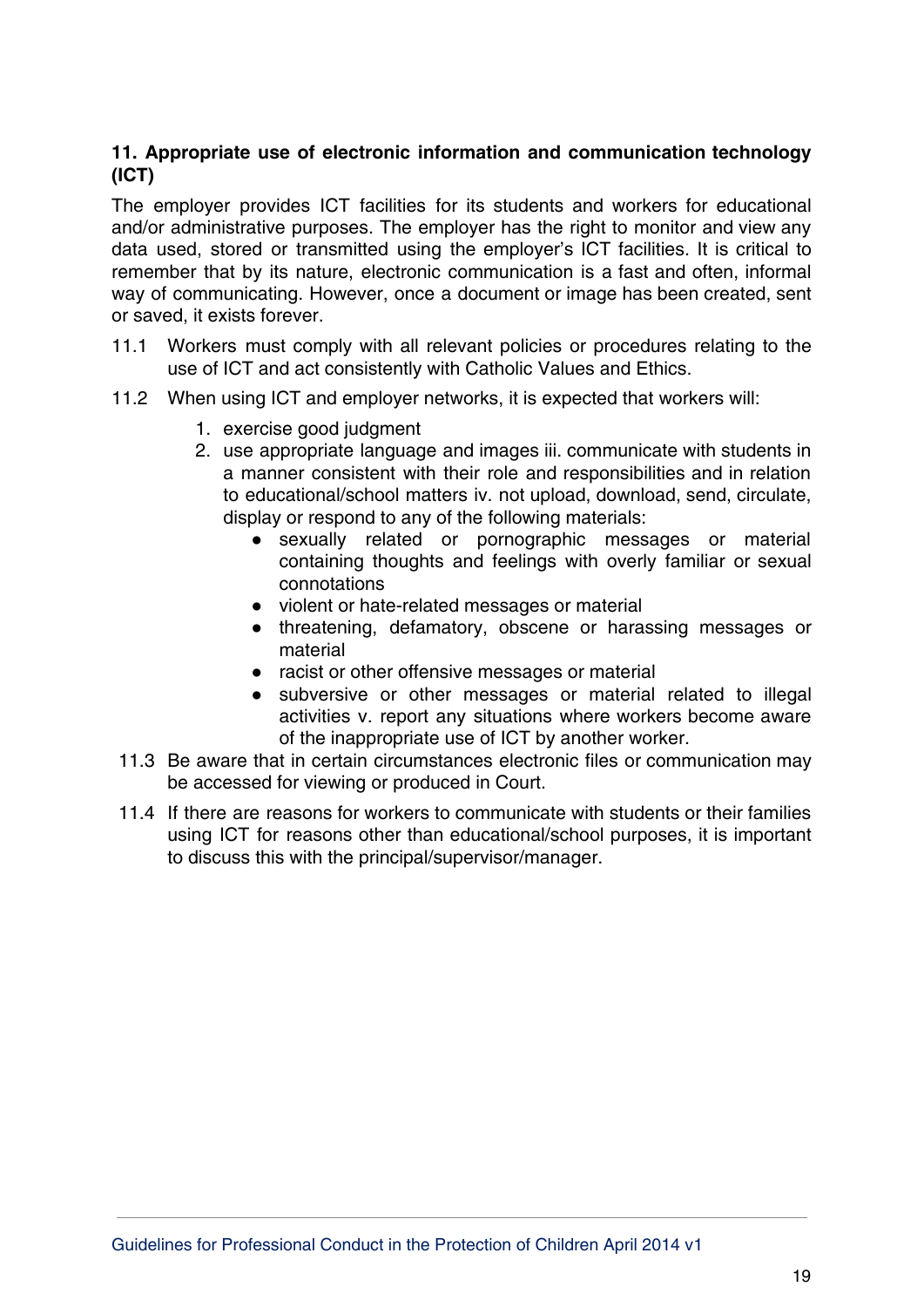### 11. Appropriate use of electronic information and communication technology (ICT)

The employer provides ICT facilities for its students and workers for educational and/or administrative purposes. The employer has the right to monitor and view any data used, stored or transmitted using the employer's ICT facilities. It is critical to remember that by its nature, electronic communication is a fast and often, informal way of communicating. However, once a document or image has been created, sent or saved, it exists forever.

11.1 Workers must comply with all relevant policies or procedures relating to the use of ICT and act consistently with Catholic Values and Ethics.

11.2 When using ICT and employer networks, it is expected that workers will:

1. exercise good judgment
2. use appropriate language and images iii. communicate with students in a manner consistent with their role and responsibilities and in relation to educational/school matters iv. not upload, download, send, circulate, display or respond to any of the following materials:
    - sexually related or pornographic messages or material containing thoughts and feelings with overly familiar or sexual connotations
    - violent or hate-related messages or material
    - threatening, defamatory, obscene or harassing messages or material
    - racist or other offensive messages or material
    - subversive or other messages or material related to illegal activities v. report any situations where workers become aware of the inappropriate use of ICT by another worker.

11.3 Be aware that in certain circumstances electronic files or communication may be accessed for viewing or produced in Court.

11.4 If there are reasons for workers to communicate with students or their families using ICT for reasons other than educational/school purposes, it is important to discuss this with the principal/supervisor/manager.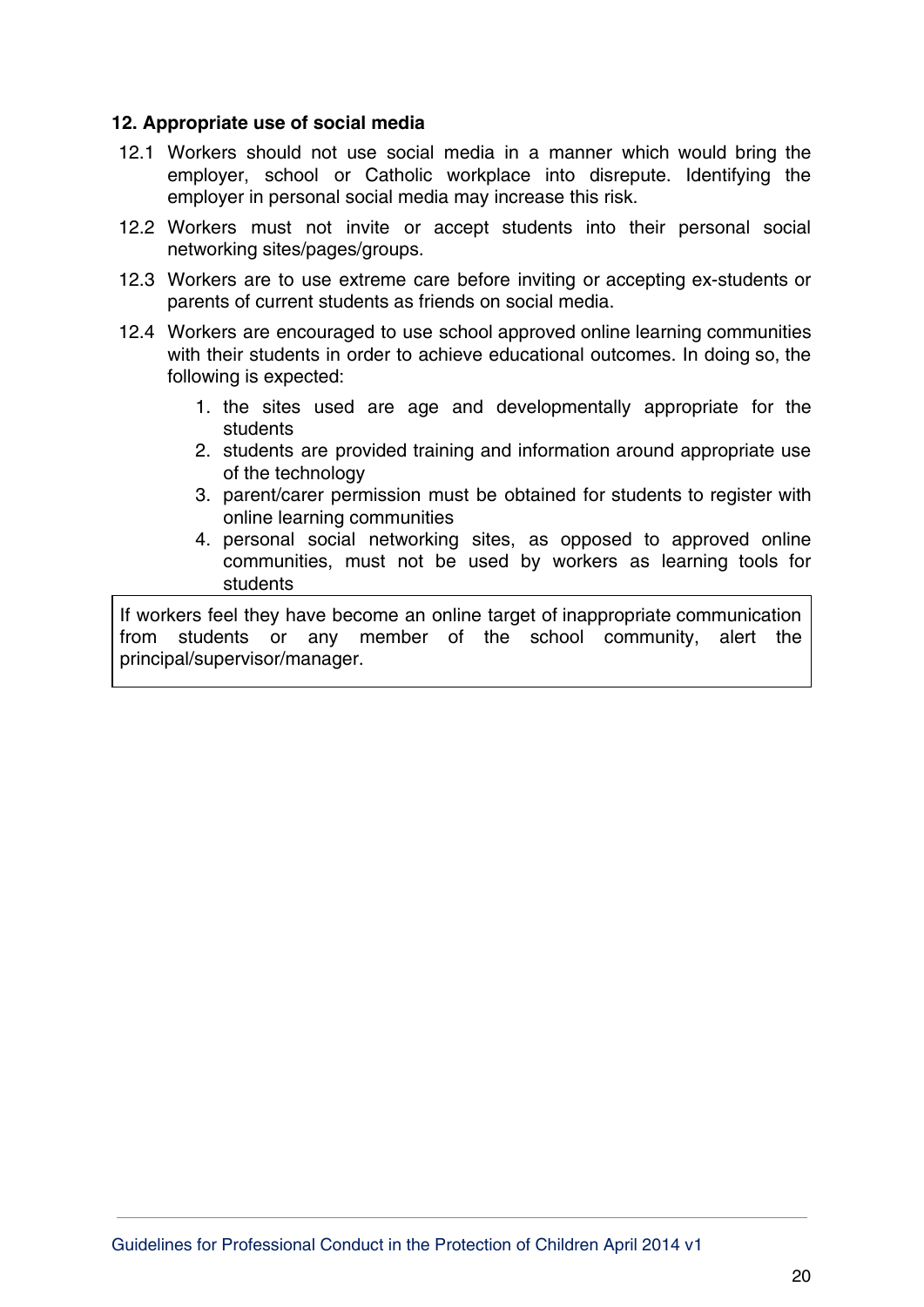## 12. Appropriate use of social media

12.1 Workers should not use social media in a manner which would bring the employer, school or Catholic workplace into disrepute. Identifying the employer in personal social media may increase this risk.

12.2 Workers must not invite or accept students into their personal social networking sites/pages/groups.

12.3 Workers are to use extreme care before inviting or accepting ex-students or parents of current students as friends on social media.

12.4 Workers are encouraged to use school approved online learning communities with their students in order to achieve educational outcomes. In doing so, the following is expected:

1. the sites used are age and developmentally appropriate for the students
2. students are provided training and information around appropriate use of the technology
3. parent/carer permission must be obtained for students to register with online learning communities
4. personal social networking sites, as opposed to approved online communities, must not be used by workers as learning tools for students

> If workers feel they have become an online target of inappropriate communication from students or any member of the school community, alert the principal/supervisor/manager.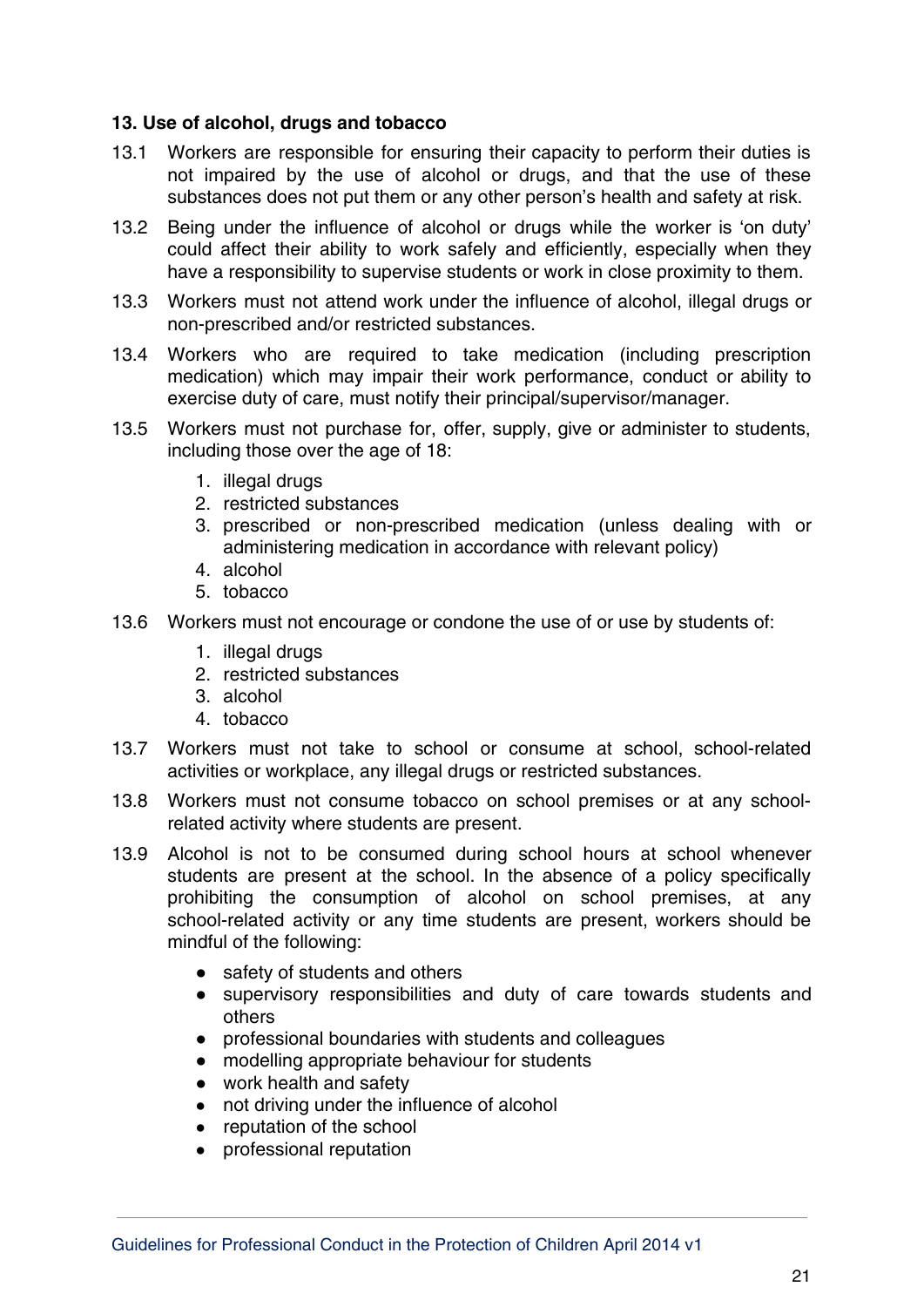### 13. Use of alcohol, drugs and tobacco

13.1 Workers are responsible for ensuring their capacity to perform their duties is not impaired by the use of alcohol or drugs, and that the use of these substances does not put them or any other person's health and safety at risk.

13.2 Being under the influence of alcohol or drugs while the worker is 'on duty' could affect their ability to work safely and efficiently, especially when they have a responsibility to supervise students or work in close proximity to them.

13.3 Workers must not attend work under the influence of alcohol, illegal drugs or non-prescribed and/or restricted substances.

13.4 Workers who are required to take medication (including prescription medication) which may impair their work performance, conduct or ability to exercise duty of care, must notify their principal/supervisor/manager.

13.5 Workers must not purchase for, offer, supply, give or administer to students, including those over the age of 18:

1. illegal drugs
2. restricted substances
3. prescribed or non-prescribed medication (unless dealing with or administering medication in accordance with relevant policy)
4. alcohol
5. tobacco

13.6 Workers must not encourage or condone the use of or use by students of:

1. illegal drugs
2. restricted substances
3. alcohol
4. tobacco

13.7 Workers must not take to school or consume at school, school-related activities or workplace, any illegal drugs or restricted substances.

13.8 Workers must not consume tobacco on school premises or at any school-related activity where students are present.

13.9 Alcohol is not to be consumed during school hours at school whenever students are present at the school. In the absence of a policy specifically prohibiting the consumption of alcohol on school premises, at any school-related activity or any time students are present, workers should be mindful of the following:

- safety of students and others
- supervisory responsibilities and duty of care towards students and others
- professional boundaries with students and colleagues
- modelling appropriate behaviour for students
- work health and safety
- not driving under the influence of alcohol
- reputation of the school
- professional reputation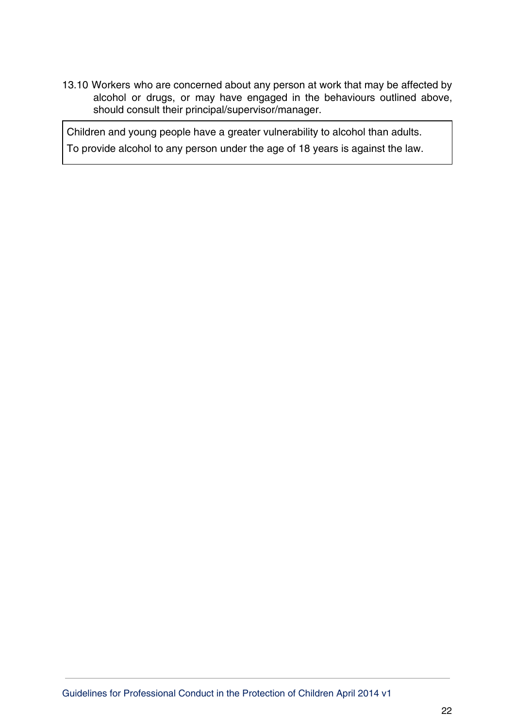13.10 Workers who are concerned about any person at work that may be affected by alcohol or drugs, or may have engaged in the behaviours outlined above, should consult their principal/supervisor/manager.

> Children and young people have a greater vulnerability to alcohol than adults.
>
> To provide alcohol to any person under the age of 18 years is against the law.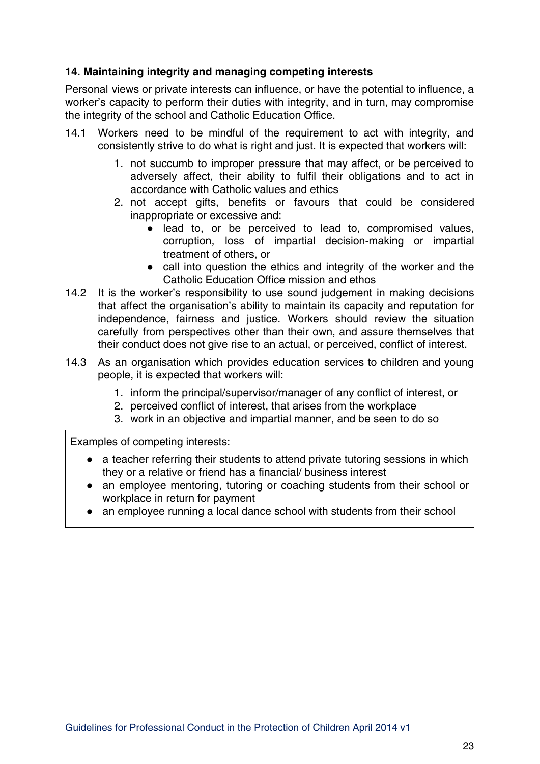### 14. Maintaining integrity and managing competing interests

Personal views or private interests can influence, or have the potential to influence, a worker's capacity to perform their duties with integrity, and in turn, may compromise the integrity of the school and Catholic Education Office.

14.1 Workers need to be mindful of the requirement to act with integrity, and consistently strive to do what is right and just. It is expected that workers will:

1. not succumb to improper pressure that may affect, or be perceived to adversely affect, their ability to fulfil their obligations and to act in accordance with Catholic values and ethics
2. not accept gifts, benefits or favours that could be considered inappropriate or excessive and:
    - lead to, or be perceived to lead to, compromised values, corruption, loss of impartial decision-making or impartial treatment of others, or
    - call into question the ethics and integrity of the worker and the Catholic Education Office mission and ethos

14.2 It is the worker's responsibility to use sound judgement in making decisions that affect the organisation's ability to maintain its capacity and reputation for independence, fairness and justice. Workers should review the situation carefully from perspectives other than their own, and assure themselves that their conduct does not give rise to an actual, or perceived, conflict of interest.

14.3 As an organisation which provides education services to children and young people, it is expected that workers will:

1. inform the principal/supervisor/manager of any conflict of interest, or
2. perceived conflict of interest, that arises from the workplace
3. work in an objective and impartial manner, and be seen to do so

> Examples of competing interests:
>
> - a teacher referring their students to attend private tutoring sessions in which they or a relative or friend has a financial/ business interest
> - an employee mentoring, tutoring or coaching students from their school or workplace in return for payment
> - an employee running a local dance school with students from their school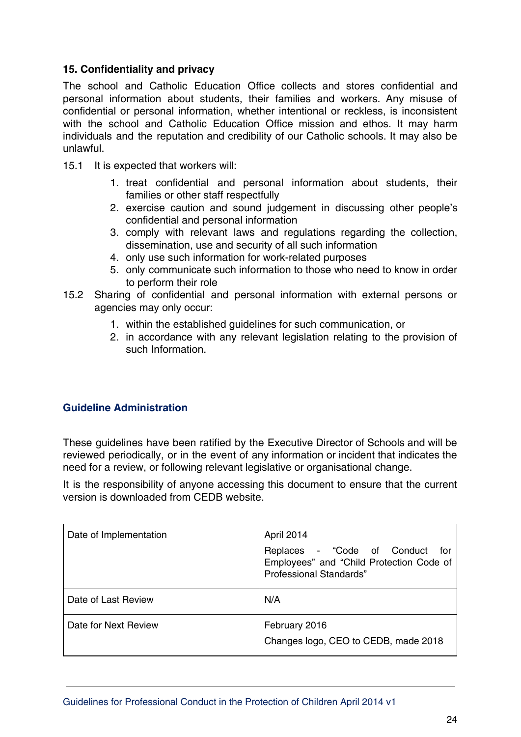**15. Confidentiality and privacy**

The school and Catholic Education Office collects and stores confidential and personal information about students, their families and workers. Any misuse of confidential or personal information, whether intentional or reckless, is inconsistent with the school and Catholic Education Office mission and ethos. It may harm individuals and the reputation and credibility of our Catholic schools. It may also be unlawful.

15.1 It is expected that workers will:

1. treat confidential and personal information about students, their families or other staff respectfully
2. exercise caution and sound judgement in discussing other people's confidential and personal information
3. comply with relevant laws and regulations regarding the collection, dissemination, use and security of all such information
4. only use such information for work-related purposes
5. only communicate such information to those who need to know in order to perform their role

15.2 Sharing of confidential and personal information with external persons or agencies may only occur:

1. within the established guidelines for such communication, or
2. in accordance with any relevant legislation relating to the provision of such Information.

## Guideline Administration

These guidelines have been ratified by the Executive Director of Schools and will be reviewed periodically, or in the event of any information or incident that indicates the need for a review, or following relevant legislative or organisational change.

It is the responsibility of anyone accessing this document to ensure that the current version is downloaded from CEDB website.

| | |
|---|---|
| Date of Implementation | April 2014<br>Replaces - "Code of Conduct for Employees" and "Child Protection Code of Professional Standards" |
| Date of Last Review | N/A |
| Date for Next Review | February 2016<br>Changes logo, CEO to CEDB, made 2018 |